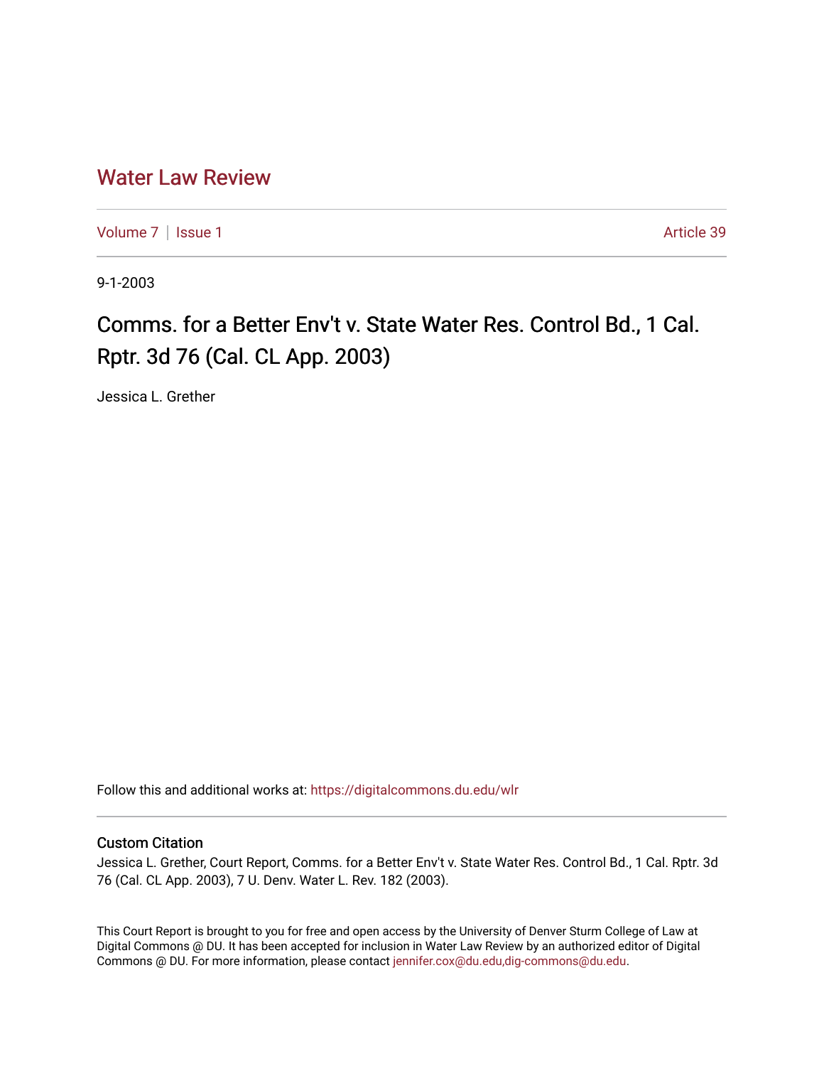Water Law Review

Volume 7 | Issue 1 | Article 39

9-1-2003

# Comms. for a Better Env't v. State Water Res. Control Bd., 1 Cal. Rptr. 3d 76 (Cal. CL App. 2003)

Jessica L. Grether

Follow this and additional works at: https://digitalcommons.du.edu/wlr

## Custom Citation

Jessica L. Grether, Court Report, Comms. for a Better Env't v. State Water Res. Control Bd., 1 Cal. Rptr. 3d 76 (Cal. CL App. 2003), 7 U. Denv. Water L. Rev. 182 (2003).

This Court Report is brought to you for free and open access by the University of Denver Sturm College of Law at Digital Commons @ DU. It has been accepted for inclusion in Water Law Review by an authorized editor of Digital Commons @ DU. For more information, please contact jennifer.cox@du.edu,dig-commons@du.edu.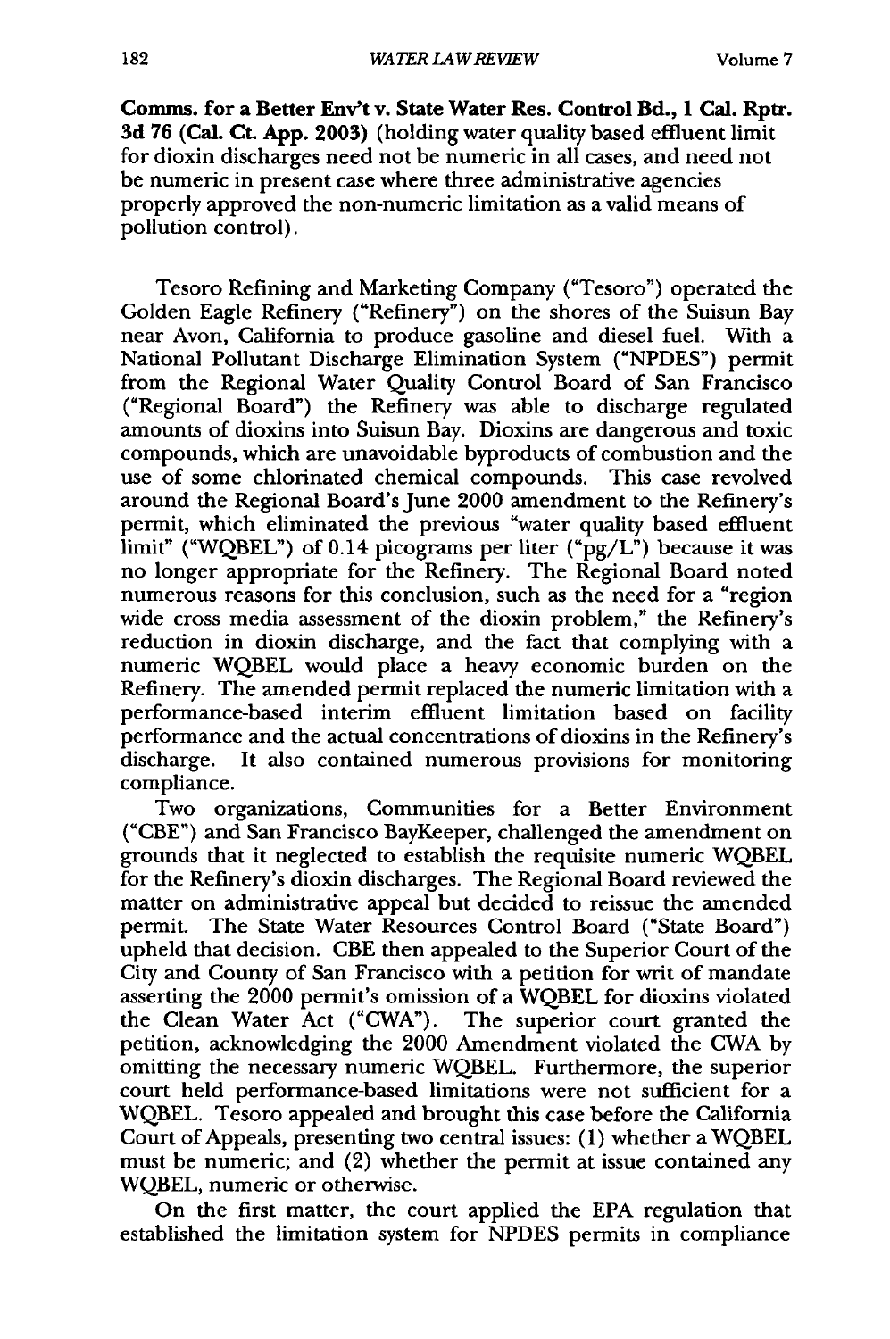**Comms. for a Better Env't v. State Water Res. Control Bd., 1 Cal. Rptr. 3d 76 (Cal. Ct. App. 2003)** (holding water quality based effluent limit for dioxin discharges need not be numeric in all cases, and need not be numeric in present case where three administrative agencies properly approved the non-numeric limitation as a valid means of pollution control).

Tesoro Refining and Marketing Company ("Tesoro") operated the Golden Eagle Refinery ("Refinery") on the shores of the Suisun Bay near Avon, California to produce gasoline and diesel fuel. With a National Pollutant Discharge Elimination System ("NPDES") permit from the Regional Water Quality Control Board of San Francisco ("Regional Board") the Refinery was able to discharge regulated amounts of dioxins into Suisun Bay. Dioxins are dangerous and toxic compounds, which are unavoidable byproducts of combustion and the use of some chlorinated chemical compounds. This case revolved around the Regional Board's June 2000 amendment to the Refinery's permit, which eliminated the previous "water quality based effluent limit" ("WQBEL") of 0.14 picograms per liter ("pg/L") because it was no longer appropriate for the Refinery. The Regional Board noted numerous reasons for this conclusion, such as the need for a "region wide cross media assessment of the dioxin problem," the Refinery's reduction in dioxin discharge, and the fact that complying with a numeric WQBEL would place a heavy economic burden on the Refinery. The amended permit replaced the numeric limitation with a performance-based interim effluent limitation based on facility performance and the actual concentrations of dioxins in the Refinery's discharge. It also contained numerous provisions for monitoring compliance.

Two organizations, Communities for a Better Environment ("CBE") and San Francisco BayKeeper, challenged the amendment on grounds that it neglected to establish the requisite numeric WQBEL for the Refinery's dioxin discharges. The Regional Board reviewed the matter on administrative appeal but decided to reissue the amended permit. The State Water Resources Control Board ("State Board") upheld that decision. CBE then appealed to the Superior Court of the City and County of San Francisco with a petition for writ of mandate asserting the 2000 permit's omission of a WQBEL for dioxins violated the Clean Water Act ("CWA"). The superior court granted the petition, acknowledging the 2000 Amendment violated the CWA by omitting the necessary numeric WQBEL. Furthermore, the superior court held performance-based limitations were not sufficient for a WQBEL. Tesoro appealed and brought this case before the California Court of Appeals, presenting two central issues: (1) whether a WQBEL must be numeric; and (2) whether the permit at issue contained any WQBEL, numeric or otherwise.

On the first matter, the court applied the EPA regulation that established the limitation system for NPDES permits in compliance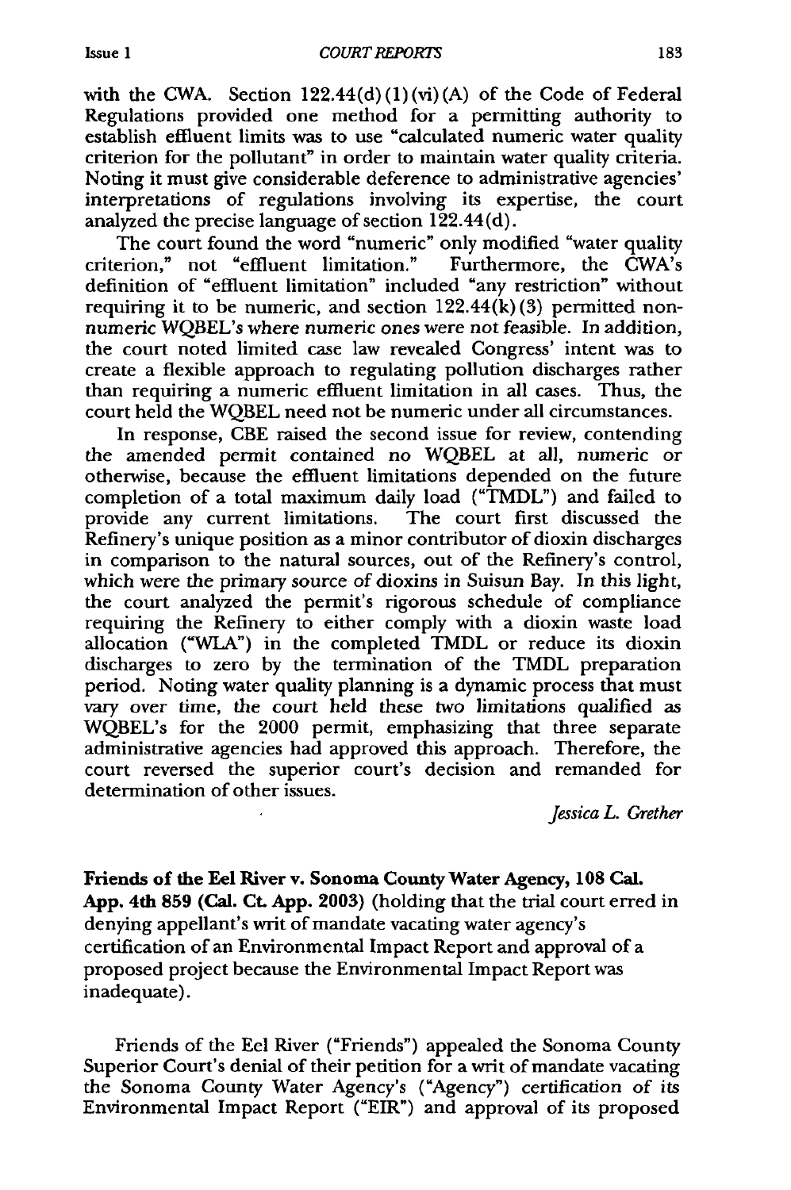with the CWA. Section 122.44(d)(1)(vi)(A) of the Code of Federal Regulations provided one method for a permitting authority to establish effluent limits was to use "calculated numeric water quality criterion for the pollutant" in order to maintain water quality criteria. Noting it must give considerable deference to administrative agencies' interpretations of regulations involving its expertise, the court analyzed the precise language of section 122.44(d).

The court found the word "numeric" only modified "water quality criterion," not "effluent limitation." Furthermore, the CWA's definition of "effluent limitation" included "any restriction" without requiring it to be numeric, and section 122.44(k)(3) permitted non-numeric WQBEL's where numeric ones were not feasible. In addition, the court noted limited case law revealed Congress' intent was to create a flexible approach to regulating pollution discharges rather than requiring a numeric effluent limitation in all cases. Thus, the court held the WQBEL need not be numeric under all circumstances.

In response, CBE raised the second issue for review, contending the amended permit contained no WQBEL at all, numeric or otherwise, because the effluent limitations depended on the future completion of a total maximum daily load ("TMDL") and failed to provide any current limitations. The court first discussed the Refinery's unique position as a minor contributor of dioxin discharges in comparison to the natural sources, out of the Refinery's control, which were the primary source of dioxins in Suisun Bay. In this light, the court analyzed the permit's rigorous schedule of compliance requiring the Refinery to either comply with a dioxin waste load allocation ("WLA") in the completed TMDL or reduce its dioxin discharges to zero by the termination of the TMDL preparation period. Noting water quality planning is a dynamic process that must vary over time, the court held these two limitations qualified as WQBEL's for the 2000 permit, emphasizing that three separate administrative agencies had approved this approach. Therefore, the court reversed the superior court's decision and remanded for determination of other issues.

*Jessica L. Grether*

**Friends of the Eel River v. Sonoma County Water Agency, 108 Cal. App. 4th 859 (Cal. Ct. App. 2003)** (holding that the trial court erred in denying appellant's writ of mandate vacating water agency's certification of an Environmental Impact Report and approval of a proposed project because the Environmental Impact Report was inadequate).

Friends of the Eel River ("Friends") appealed the Sonoma County Superior Court's denial of their petition for a writ of mandate vacating the Sonoma County Water Agency's ("Agency") certification of its Environmental Impact Report ("EIR") and approval of its proposed